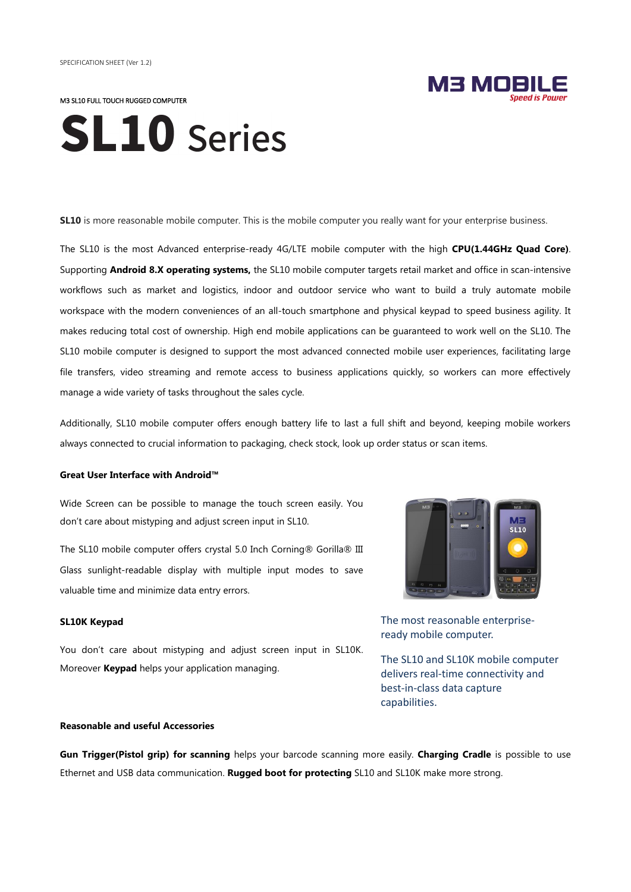SPECIFICATION SHEET (Ver 1.2)

M3 MOBILE
*Speed is Power*

M3 SL10 FULL TOUCH RUGGED COMPUTER

# SL10 Series

**SL10** is more reasonable mobile computer. This is the mobile computer you really want for your enterprise business.

The SL10 is the most Advanced enterprise-ready 4G/LTE mobile computer with the high **CPU(1.44GHz Quad Core)**. Supporting **Android 8.X operating systems,** the SL10 mobile computer targets retail market and office in scan-intensive workflows such as market and logistics, indoor and outdoor service who want to build a truly automate mobile workspace with the modern conveniences of an all-touch smartphone and physical keypad to speed business agility. It makes reducing total cost of ownership. High end mobile applications can be guaranteed to work well on the SL10. The SL10 mobile computer is designed to support the most advanced connected mobile user experiences, facilitating large file transfers, video streaming and remote access to business applications quickly, so workers can more effectively manage a wide variety of tasks throughout the sales cycle.

Additionally, SL10 mobile computer offers enough battery life to last a full shift and beyond, keeping mobile workers always connected to crucial information to packaging, check stock, look up order status or scan items.

**Great User Interface with Android™**

Wide Screen can be possible to manage the touch screen easily. You don't care about mistyping and adjust screen input in SL10.

The SL10 mobile computer offers crystal 5.0 Inch Corning® Gorilla® Ⅲ Glass sunlight-readable display with multiple input modes to save valuable time and minimize data entry errors.

**SL10K Keypad**

You don't care about mistyping and adjust screen input in SL10K. Moreover **Keypad** helps your application managing.

The most reasonable enterprise-ready mobile computer.

The SL10 and SL10K mobile computer delivers real-time connectivity and best-in-class data capture capabilities.

**Reasonable and useful Accessories**

**Gun Trigger(Pistol grip) for scanning** helps your barcode scanning more easily. **Charging Cradle** is possible to use Ethernet and USB data communication. **Rugged boot for protecting** SL10 and SL10K make more strong.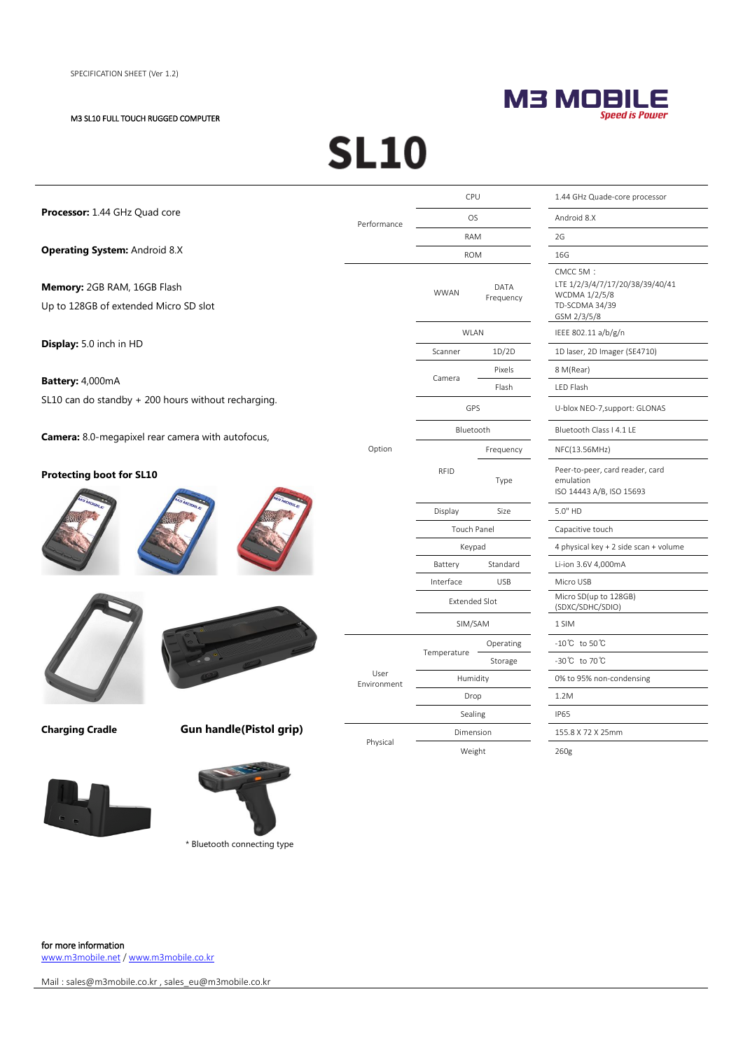SPECIFICATION SHEET (Ver 1.2)

M3 SL10 FULL TOUCH RUGGED COMPUTER

M3 MOBILE
*Speed is Power*

# SL10

**Processor:** 1.44 GHz Quad core

**Operating System:** Android 8.X

**Memory:** 2GB RAM, 16GB Flash
Up to 128GB of extended Micro SD slot

**Display:** 5.0 inch in HD

**Battery:** 4,000mA
SL10 can do standby + 200 hours without recharging.

**Camera:** 8.0-megapixel rear camera with autofocus,

**Protecting boot for SL10**

**Charging Cradle**

**Gun handle(Pistol grip)**

* Bluetooth connecting type

| | | | |
|---|---|---|---|
| Performance | CPU | | 1.44 GHz Quade-core processor |
| | OS | | Android 8.X |
| | RAM | | 2G |
| | ROM | | 16G |
| Option | WWAN | DATA Frequency | CMCC 5M :<br>LTE 1/2/3/4/7/17/20/38/39/40/41<br>WCDMA 1/2/5/8<br>TD-SCDMA 34/39<br>GSM 2/3/5/8 |
| | WLAN | | IEEE 802.11 a/b/g/n |
| | Scanner | 1D/2D | 1D laser, 2D Imager (SE4710) |
| | Camera | Pixels | 8 M(Rear) |
| | | Flash | LED Flash |
| | GPS | | U-blox NEO-7,support: GLONAS |
| | Bluetooth | | Bluetooth Class I 4.1 LE |
| | RFID | Frequency | NFC(13.56MHz) |
| | | Type | Peer-to-peer, card reader, card emulation<br>ISO 14443 A/B, ISO 15693 |
| | Display | Size | 5.0" HD |
| | Touch Panel | | Capacitive touch |
| | Keypad | | 4 physical key + 2 side scan + volume |
| | Battery | Standard | Li-ion 3.6V 4,000mA |
| | Interface | USB | Micro USB |
| | Extended Slot | | Micro SD(up to 128GB) (SDXC/SDHC/SDIO) |
| | SIM/SAM | | 1 SIM |
| User Environment | Temperature | Operating | -10℃ to 50℃ |
| | | Storage | -30℃ to 70℃ |
| | Humidity | | 0% to 95% non-condensing |
| | Drop | | 1.2M |
| | Sealing | | IP65 |
| Physical | Dimension | | 155.8 X 72 X 25mm |
| | Weight | | 260g |

for more information
www.m3mobile.net / www.m3mobile.co.kr

Mail : sales@m3mobile.co.kr , sales_eu@m3mobile.co.kr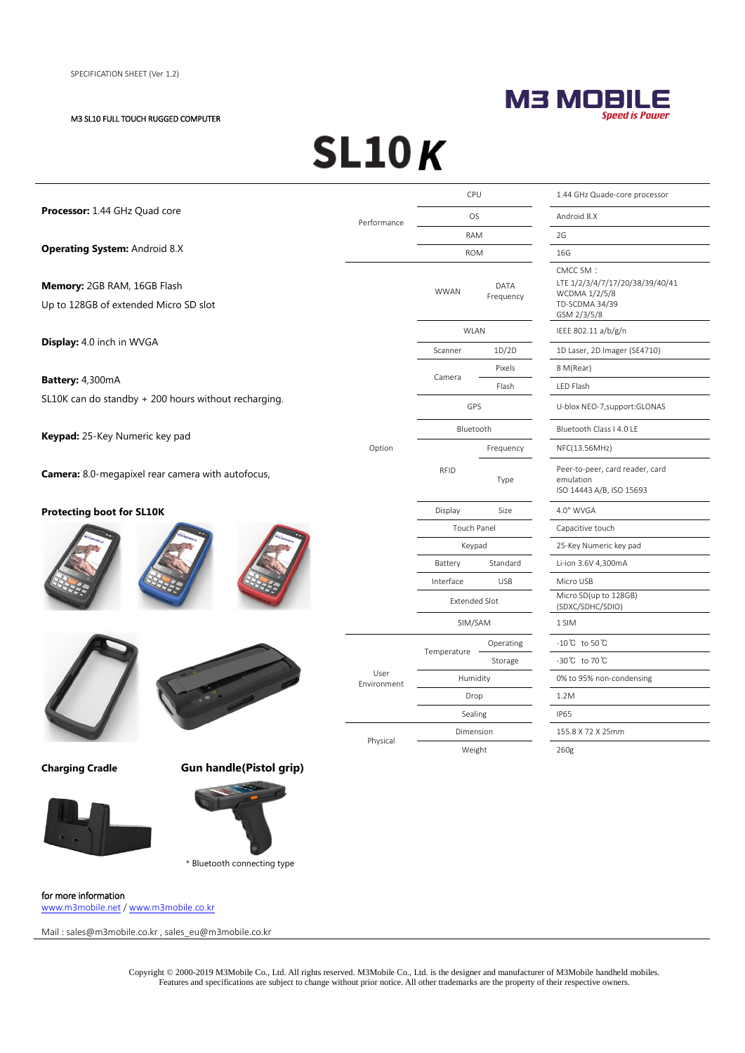SPECIFICATION SHEET (Ver 1.2)

M3 SL10 FULL TOUCH RUGGED COMPUTER

M3 MOBILE *Speed is Power*

# SL10K

**Processor:** 1.44 GHz Quad core

**Operating System:** Android 8.X

**Memory:** 2GB RAM, 16GB Flash
Up to 128GB of extended Micro SD slot

**Display:** 4.0 inch in WVGA

**Battery:** 4,300mA
SL10K can do standby + 200 hours without recharging.

**Keypad:** 25-Key Numeric key pad

**Camera:** 8.0-megapixel rear camera with autofocus,

**Protecting boot for SL10K**

**Charging Cradle**

**Gun handle(Pistol grip)**

* Bluetooth connecting type

| | | | |
|---|---|---|---|
| Performance | CPU | | 1.44 GHz Quade-core processor |
| | OS | | Android 8.X |
| | RAM | | 2G |
| | ROM | | 16G |
| Option | WWAN | DATA Frequency | CMCC 5M : LTE 1/2/3/4/7/17/20/38/39/40/41 WCDMA 1/2/5/8 TD-SCDMA 34/39 GSM 2/3/5/8 |
| | WLAN | | IEEE 802.11 a/b/g/n |
| | Scanner | 1D/2D | 1D Laser, 2D Imager (SE4710) |
| | Camera | Pixels | 8 M(Rear) |
| | | Flash | LED Flash |
| | GPS | | U-blox NEO-7,support:GLONAS |
| | Bluetooth | | Bluetooth Class I 4.0 LE |
| | RFID | Frequency | NFC(13.56MHz) |
| | | Type | Peer-to-peer, card reader, card emulation ISO 14443 A/B, ISO 15693 |
| | Display | Size | 4.0" WVGA |
| | Touch Panel | | Capacitive touch |
| | Keypad | | 25-Key Numeric key pad |
| | Battery | Standard | Li-ion 3.6V 4,300mA |
| | Interface | USB | Micro USB |
| | Extended Slot | | Micro SD(up to 128GB) (SDXC/SDHC/SDIO) |
| | SIM/SAM | | 1 SIM |
| User Environment | Temperature | Operating | -10℃ to 50℃ |
| | | Storage | -30℃ to 70℃ |
| | Humidity | | 0% to 95% non-condensing |
| | Drop | | 1.2M |
| | Sealing | | IP65 |
| Physical | Dimension | | 155.8 X 72 X 25mm |
| | Weight | | 260g |

for more information
www.m3mobile.net / www.m3mobile.co.kr

Mail : sales@m3mobile.co.kr , sales_eu@m3mobile.co.kr

Copyright © 2000-2019 M3Mobile Co., Ltd. All rights reserved. M3Mobile Co., Ltd. is the designer and manufacturer of M3Mobile handheld mobiles.
Features and specifications are subject to change without prior notice. All other trademarks are the property of their respective owners.